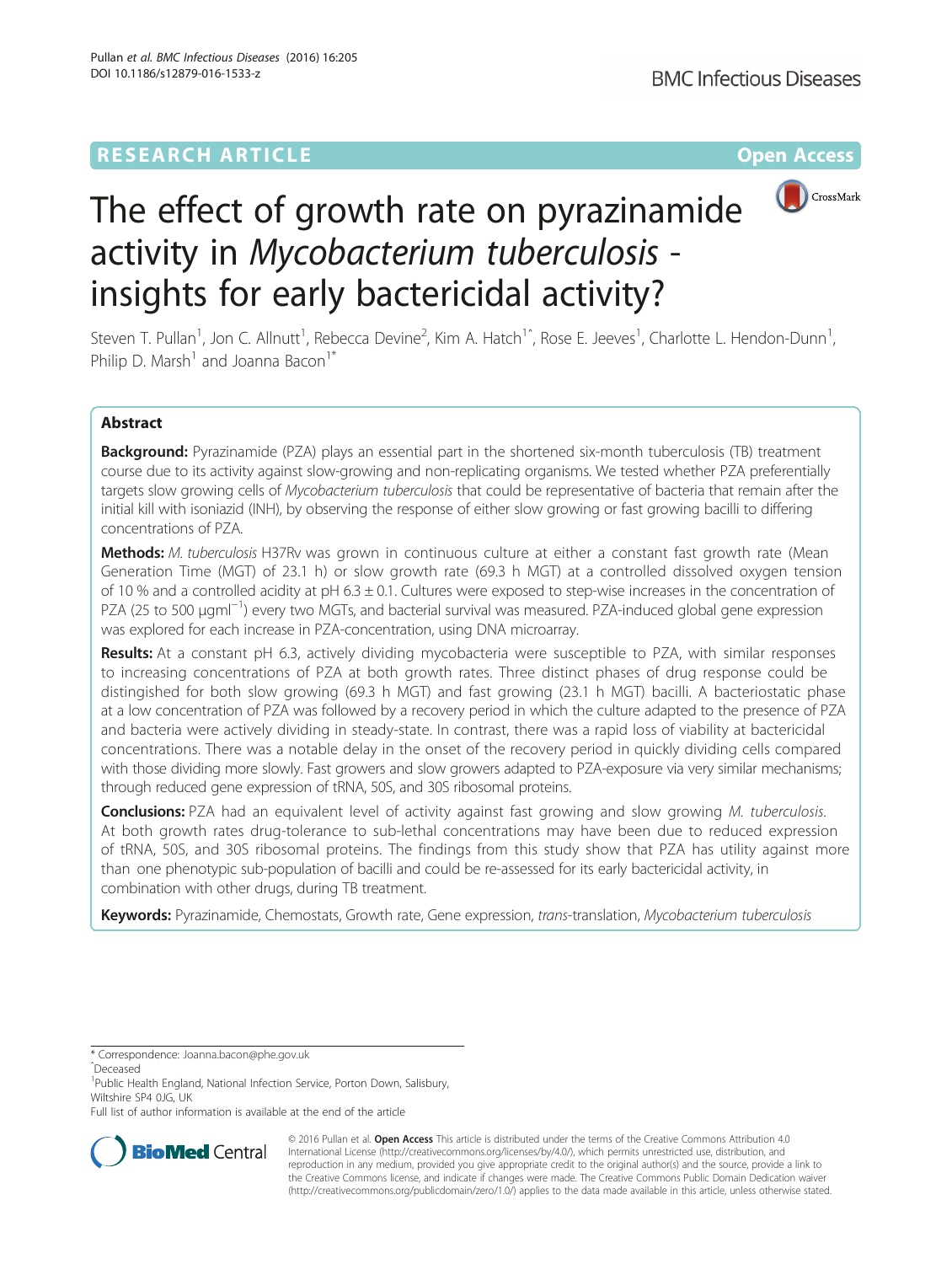RESEARCH ARTICLE

Open Access

# The effect of growth rate on pyrazinamide activity in *Mycobacterium tuberculosis* - insights for early bactericidal activity?

Steven T. Pullan[1], Jon C. Allnutt[1], Rebecca Devine[2], Kim A. Hatch[1^], Rose E. Jeeves[1], Charlotte L. Hendon-Dunn[1], Philip D. Marsh[1] and Joanna Bacon[1*]

## Abstract

**Background:** Pyrazinamide (PZA) plays an essential part in the shortened six-month tuberculosis (TB) treatment course due to its activity against slow-growing and non-replicating organisms. We tested whether PZA preferentially targets slow growing cells of *Mycobacterium tuberculosis* that could be representative of bacteria that remain after the initial kill with isoniazid (INH), by observing the response of either slow growing or fast growing bacilli to differing concentrations of PZA.

**Methods:** *M. tuberculosis* H37Rv was grown in continuous culture at either a constant fast growth rate (Mean Generation Time (MGT) of 23.1 h) or slow growth rate (69.3 h MGT) at a controlled dissolved oxygen tension of 10 % and a controlled acidity at pH 6.3 ± 0.1. Cultures were exposed to step-wise increases in the concentration of PZA (25 to 500 μgml$^{-1}$) every two MGTs, and bacterial survival was measured. PZA-induced global gene expression was explored for each increase in PZA-concentration, using DNA microarray.

**Results:** At a constant pH 6.3, actively dividing mycobacteria were susceptible to PZA, with similar responses to increasing concentrations of PZA at both growth rates. Three distinct phases of drug response could be distinguished for both slow growing (69.3 h MGT) and fast growing (23.1 h MGT) bacilli. A bacteriostatic phase at a low concentration of PZA was followed by a recovery period in which the culture adapted to the presence of PZA and bacteria were actively dividing in steady-state. In contrast, there was a rapid loss of viability at bactericidal concentrations. There was a notable delay in the onset of the recovery period in quickly dividing cells compared with those dividing more slowly. Fast growers and slow growers adapted to PZA-exposure via very similar mechanisms; through reduced gene expression of tRNA, 50S, and 30S ribosomal proteins.

**Conclusions:** PZA had an equivalent level of activity against fast growing and slow growing *M. tuberculosis*. At both growth rates drug-tolerance to sub-lethal concentrations may have been due to reduced expression of tRNA, 50S, and 30S ribosomal proteins. The findings from this study show that PZA has utility against more than one phenotypic sub-population of bacilli and could be re-assessed for its early bactericidal activity, in combination with other drugs, during TB treatment.

**Keywords:** Pyrazinamide, Chemostats, Growth rate, Gene expression, *trans*-translation, *Mycobacterium tuberculosis*

* Correspondence: Joanna.bacon@phe.gov.uk
^Deceased
[1]Public Health England, National Infection Service, Porton Down, Salisbury, Wiltshire SP4 0JG, UK
Full list of author information is available at the end of the article

© 2016 Pullan et al. **Open Access** This article is distributed under the terms of the Creative Commons Attribution 4.0 International License (http://creativecommons.org/licenses/by/4.0/), which permits unrestricted use, distribution, and reproduction in any medium, provided you give appropriate credit to the original author(s) and the source, provide a link to the Creative Commons license, and indicate if changes were made. The Creative Commons Public Domain Dedication waiver (http://creativecommons.org/publicdomain/zero/1.0/) applies to the data made available in this article, unless otherwise stated.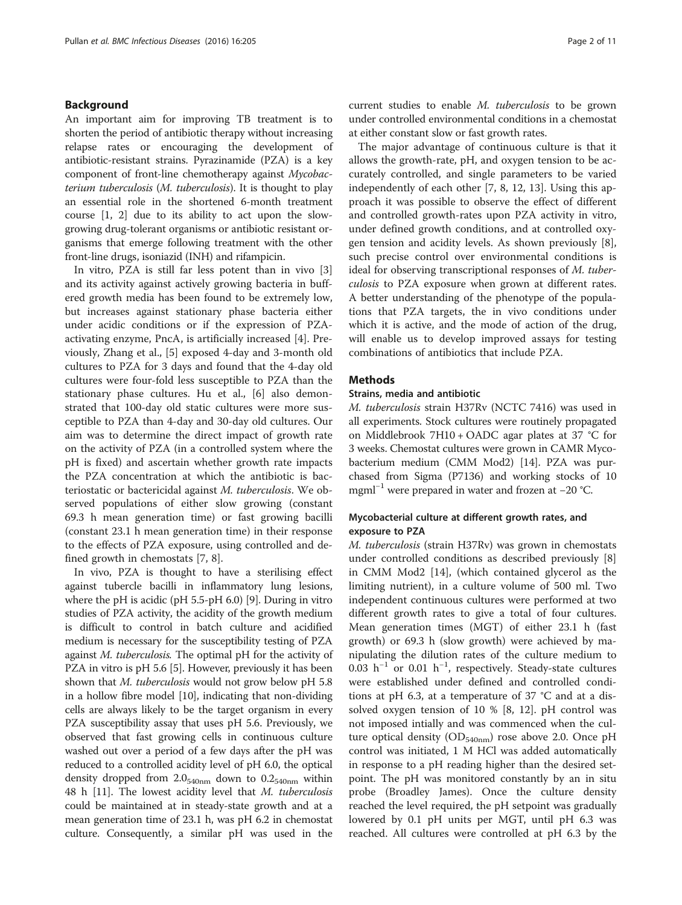## Background

An important aim for improving TB treatment is to shorten the period of antibiotic therapy without increasing relapse rates or encouraging the development of antibiotic-resistant strains. Pyrazinamide (PZA) is a key component of front-line chemotherapy against *Mycobacterium tuberculosis* (*M. tuberculosis*). It is thought to play an essential role in the shortened 6-month treatment course [1, 2] due to its ability to act upon the slow-growing drug-tolerant organisms or antibiotic resistant organisms that emerge following treatment with the other front-line drugs, isoniazid (INH) and rifampicin.

In vitro, PZA is still far less potent than in vivo [3] and its activity against actively growing bacteria in buffered growth media has been found to be extremely low, but increases against stationary phase bacteria either under acidic conditions or if the expression of PZA-activating enzyme, PncA, is artificially increased [4]. Previously, Zhang et al., [5] exposed 4-day and 3-month old cultures to PZA for 3 days and found that the 4-day old cultures were four-fold less susceptible to PZA than the stationary phase cultures. Hu et al., [6] also demonstrated that 100-day old static cultures were more susceptible to PZA than 4-day and 30-day old cultures. Our aim was to determine the direct impact of growth rate on the activity of PZA (in a controlled system where the pH is fixed) and ascertain whether growth rate impacts the PZA concentration at which the antibiotic is bacteriostatic or bactericidal against *M. tuberculosis*. We observed populations of either slow growing (constant 69.3 h mean generation time) or fast growing bacilli (constant 23.1 h mean generation time) in their response to the effects of PZA exposure, using controlled and defined growth in chemostats [7, 8].

In vivo, PZA is thought to have a sterilising effect against tubercle bacilli in inflammatory lung lesions, where the pH is acidic (pH 5.5-pH 6.0) [9]. During in vitro studies of PZA activity, the acidity of the growth medium is difficult to control in batch culture and acidified medium is necessary for the susceptibility testing of PZA against *M. tuberculosis*. The optimal pH for the activity of PZA in vitro is pH 5.6 [5]. However, previously it has been shown that *M. tuberculosis* would not grow below pH 5.8 in a hollow fibre model [10], indicating that non-dividing cells are always likely to be the target organism in every PZA susceptibility assay that uses pH 5.6. Previously, we observed that fast growing cells in continuous culture washed out over a period of a few days after the pH was reduced to a controlled acidity level of pH 6.0, the optical density dropped from $2.0_{540nm}$ down to $0.2_{540nm}$ within 48 h [11]. The lowest acidity level that *M. tuberculosis* could be maintained at in steady-state growth and at a mean generation time of 23.1 h, was pH 6.2 in chemostat culture. Consequently, a similar pH was used in the current studies to enable *M. tuberculosis* to be grown under controlled environmental conditions in a chemostat at either constant slow or fast growth rates.

The major advantage of continuous culture is that it allows the growth-rate, pH, and oxygen tension to be accurately controlled, and single parameters to be varied independently of each other [7, 8, 12, 13]. Using this approach it was possible to observe the effect of different and controlled growth-rates upon PZA activity in vitro, under defined growth conditions, and at controlled oxygen tension and acidity levels. As shown previously [8], such precise control over environmental conditions is ideal for observing transcriptional responses of *M. tuberculosis* to PZA exposure when grown at different rates. A better understanding of the phenotype of the populations that PZA targets, the in vivo conditions under which it is active, and the mode of action of the drug, will enable us to develop improved assays for testing combinations of antibiotics that include PZA.

## Methods

### Strains, media and antibiotic

*M. tuberculosis* strain H37Rv (NCTC 7416) was used in all experiments. Stock cultures were routinely propagated on Middlebrook 7H10 + OADC agar plates at 37 °C for 3 weeks. Chemostat cultures were grown in CAMR Mycobacterium medium (CMM Mod2) [14]. PZA was purchased from Sigma (P7136) and working stocks of 10 $mgml^{-1}$ were prepared in water and frozen at −20 °C.

### Mycobacterial culture at different growth rates, and exposure to PZA

*M. tuberculosis* (strain H37Rv) was grown in chemostats under controlled conditions as described previously [8] in CMM Mod2 [14], (which contained glycerol as the limiting nutrient), in a culture volume of 500 ml. Two independent continuous cultures were performed at two different growth rates to give a total of four cultures. Mean generation times (MGT) of either 23.1 h (fast growth) or 69.3 h (slow growth) were achieved by manipulating the dilution rates of the culture medium to 0.03 $h^{-1}$ or 0.01 $h^{-1}$, respectively. Steady-state cultures were established under defined and controlled conditions at pH 6.3, at a temperature of 37 °C and at a dissolved oxygen tension of 10 % [8, 12]. pH control was not imposed intially and was commenced when the culture optical density ($OD_{540nm}$) rose above 2.0. Once pH control was initiated, 1 M HCl was added automatically in response to a pH reading higher than the desired setpoint. The pH was monitored constantly by an in situ probe (Broadley James). Once the culture density reached the level required, the pH setpoint was gradually lowered by 0.1 pH units per MGT, until pH 6.3 was reached. All cultures were controlled at pH 6.3 by the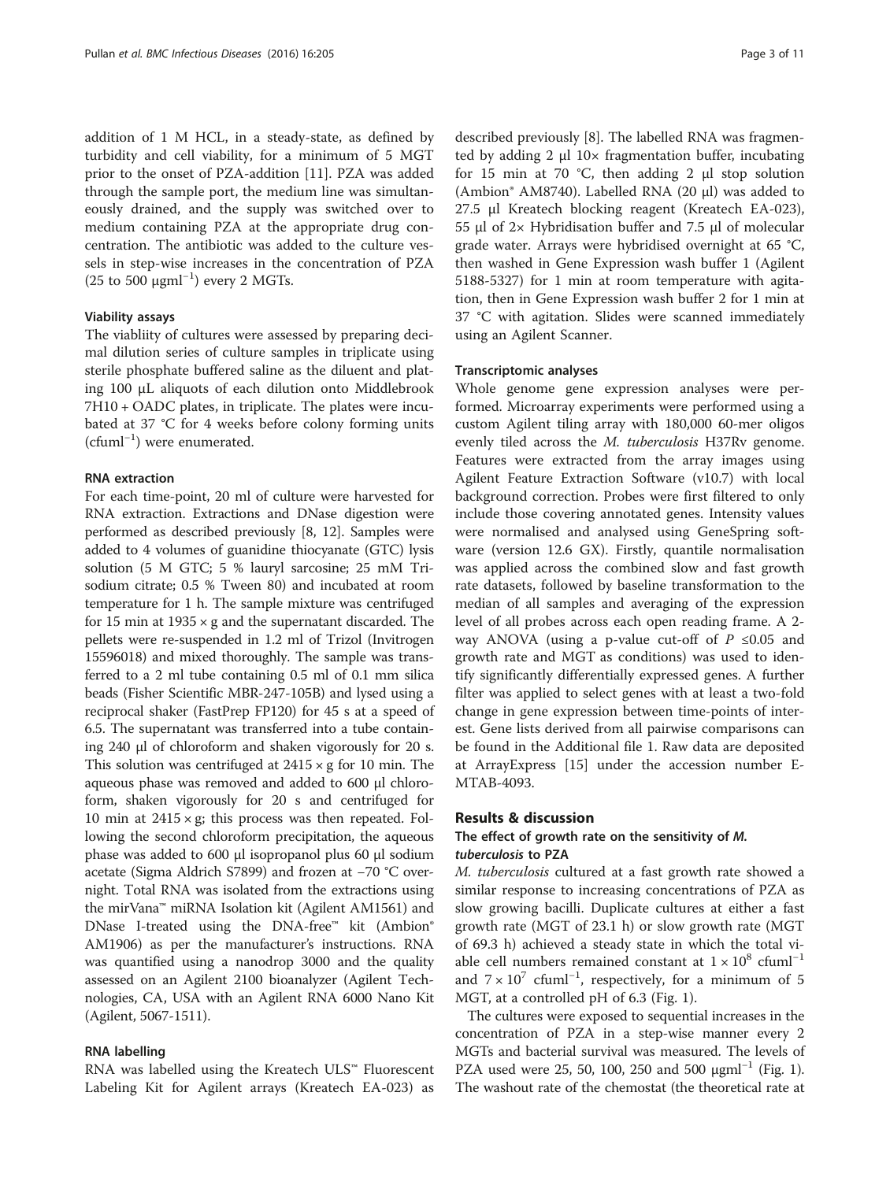addition of 1 M HCL, in a steady-state, as defined by turbidity and cell viability, for a minimum of 5 MGT prior to the onset of PZA-addition [11]. PZA was added through the sample port, the medium line was simultaneously drained, and the supply was switched over to medium containing PZA at the appropriate drug concentration. The antibiotic was added to the culture vessels in step-wise increases in the concentration of PZA (25 to 500 $\mu$gml$^{-1}$) every 2 MGTs.

#### Viability assays

The viabliity of cultures were assessed by preparing decimal dilution series of culture samples in triplicate using sterile phosphate buffered saline as the diluent and plating 100 μL aliquots of each dilution onto Middlebrook 7H10 + OADC plates, in triplicate. The plates were incubated at 37 °C for 4 weeks before colony forming units (cfuml$^{-1}$) were enumerated.

#### RNA extraction

For each time-point, 20 ml of culture were harvested for RNA extraction. Extractions and DNase digestion were performed as described previously [8, 12]. Samples were added to 4 volumes of guanidine thiocyanate (GTC) lysis solution (5 M GTC; 5 % lauryl sarcosine; 25 mM Trisodium citrate; 0.5 % Tween 80) and incubated at room temperature for 1 h. The sample mixture was centrifuged for 15 min at 1935 × g and the supernatant discarded. The pellets were re-suspended in 1.2 ml of Trizol (Invitrogen 15596018) and mixed thoroughly. The sample was transferred to a 2 ml tube containing 0.5 ml of 0.1 mm silica beads (Fisher Scientific MBR-247-105B) and lysed using a reciprocal shaker (FastPrep FP120) for 45 s at a speed of 6.5. The supernatant was transferred into a tube containing 240 μl of chloroform and shaken vigorously for 20 s. This solution was centrifuged at 2415 × g for 10 min. The aqueous phase was removed and added to 600 μl chloroform, shaken vigorously for 20 s and centrifuged for 10 min at 2415 × g; this process was then repeated. Following the second chloroform precipitation, the aqueous phase was added to 600 μl isopropanol plus 60 μl sodium acetate (Sigma Aldrich S7899) and frozen at −70 °C overnight. Total RNA was isolated from the extractions using the mirVana™ miRNA Isolation kit (Agilent AM1561) and DNase I-treated using the DNA-free™ kit (Ambion® AM1906) as per the manufacturer's instructions. RNA was quantified using a nanodrop 3000 and the quality assessed on an Agilent 2100 bioanalyzer (Agilent Technologies, CA, USA with an Agilent RNA 6000 Nano Kit (Agilent, 5067-1511).

#### RNA labelling

RNA was labelled using the Kreatech ULS™ Fluorescent Labeling Kit for Agilent arrays (Kreatech EA-023) as described previously [8]. The labelled RNA was fragmented by adding 2 μl 10× fragmentation buffer, incubating for 15 min at 70 °C, then adding 2 μl stop solution (Ambion® AM8740). Labelled RNA (20 μl) was added to 27.5 μl Kreatech blocking reagent (Kreatech EA-023), 55 μl of 2× Hybridisation buffer and 7.5 μl of molecular grade water. Arrays were hybridised overnight at 65 °C, then washed in Gene Expression wash buffer 1 (Agilent 5188-5327) for 1 min at room temperature with agitation, then in Gene Expression wash buffer 2 for 1 min at 37 °C with agitation. Slides were scanned immediately using an Agilent Scanner.

#### Transcriptomic analyses

Whole genome gene expression analyses were performed. Microarray experiments were performed using a custom Agilent tiling array with 180,000 60-mer oligos evenly tiled across the *M. tuberculosis* H37Rv genome. Features were extracted from the array images using Agilent Feature Extraction Software (v10.7) with local background correction. Probes were first filtered to only include those covering annotated genes. Intensity values were normalised and analysed using GeneSpring software (version 12.6 GX). Firstly, quantile normalisation was applied across the combined slow and fast growth rate datasets, followed by baseline transformation to the median of all samples and averaging of the expression level of all probes across each open reading frame. A 2-way ANOVA (using a p-value cut-off of $P \leq 0.05$ and growth rate and MGT as conditions) was used to identify significantly differentially expressed genes. A further filter was applied to select genes with at least a two-fold change in gene expression between time-points of interest. Gene lists derived from all pairwise comparisons can be found in the Additional file 1. Raw data are deposited at ArrayExpress [15] under the accession number E-MTAB-4093.

## Results & discussion

### The effect of growth rate on the sensitivity of *M. tuberculosis* to PZA

*M. tuberculosis* cultured at a fast growth rate showed a similar response to increasing concentrations of PZA as slow growing bacilli. Duplicate cultures at either a fast growth rate (MGT of 23.1 h) or slow growth rate (MGT of 69.3 h) achieved a steady state in which the total viable cell numbers remained constant at $1 \times 10^8$ cfuml$^{-1}$ and $7 \times 10^7$ cfuml$^{-1}$, respectively, for a minimum of 5 MGT, at a controlled pH of 6.3 (Fig. 1).

The cultures were exposed to sequential increases in the concentration of PZA in a step-wise manner every 2 MGTs and bacterial survival was measured. The levels of PZA used were 25, 50, 100, 250 and 500 $\mu$gml$^{-1}$ (Fig. 1). The washout rate of the chemostat (the theoretical rate at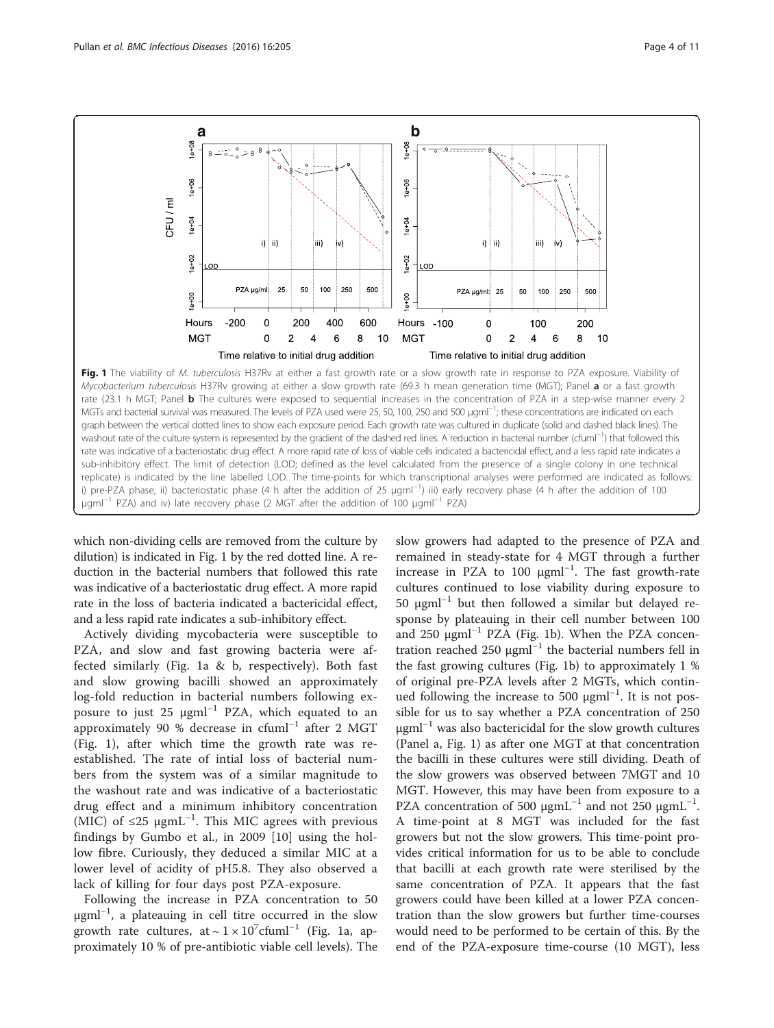**Fig. 1** The viability of *M. tuberculosis* H37Rv at either a fast growth rate or a slow growth rate in response to PZA exposure. Viability of *Mycobacterium tuberculosis* H37Rv growing at either a slow growth rate (69.3 h mean generation time (MGT); Panel **a** or a fast growth rate (23.1 h MGT; Panel **b** The cultures were exposed to sequential increases in the concentration of PZA in a step-wise manner every 2 MGTs and bacterial survival was measured. The levels of PZA used were 25, 50, 100, 250 and 500 μgml$^{-1}$; these concentrations are indicated on each graph between the vertical dotted lines to show each exposure period. Each growth rate was cultured in duplicate (solid and dashed black lines). The washout rate of the culture system is represented by the gradient of the dashed red lines. A reduction in bacterial number (cfuml$^{-1}$) that followed this rate was indicative of a bacteriostatic drug effect. A more rapid rate of loss of viable cells indicated a bactericidal effect, and a less rapid rate indicates a sub-inhibitory effect. The limit of detection (LOD; defined as the level calculated from the presence of a single colony in one technical replicate) is indicated by the line labelled LOD. The time-points for which transcriptional analyses were performed are indicated as follows: i) pre-PZA phase, ii) bacteriostatic phase (4 h after the addition of 25 μgml$^{-1}$) iii) early recovery phase (4 h after the addition of 100 μgml$^{-1}$ PZA) and iv) late recovery phase (2 MGT after the addition of 100 μgml$^{-1}$ PZA)

which non-dividing cells are removed from the culture by dilution) is indicated in Fig. 1 by the red dotted line. A reduction in the bacterial numbers that followed this rate was indicative of a bacteriostatic drug effect. A more rapid rate in the loss of bacteria indicated a bactericidal effect, and a less rapid rate indicates a sub-inhibitory effect.

Actively dividing mycobacteria were susceptible to PZA, and slow and fast growing bacteria were affected similarly (Fig. 1a & b, respectively). Both fast and slow growing bacilli showed an approximately log-fold reduction in bacterial numbers following exposure to just 25 μgml$^{-1}$ PZA, which equated to an approximately 90 % decrease in cfuml$^{-1}$ after 2 MGT (Fig. 1), after which time the growth rate was re-established. The rate of intial loss of bacterial numbers from the system was of a similar magnitude to the washout rate and was indicative of a bacteriostatic drug effect and a minimum inhibitory concentration (MIC) of ≤25 μgmL$^{-1}$. This MIC agrees with previous findings by Gumbo et al., in 2009 [10] using the hollow fibre. Curiously, they deduced a similar MIC at a lower level of acidity of pH5.8. They also observed a lack of killing for four days post PZA-exposure.

Following the increase in PZA concentration to 50 μgml$^{-1}$, a plateauing in cell titre occurred in the slow growth rate cultures, at ~ $1 \times 10^7$cfuml$^{-1}$ (Fig. 1a, approximately 10 % of pre-antibiotic viable cell levels). The slow growers had adapted to the presence of PZA and remained in steady-state for 4 MGT through a further increase in PZA to 100 μgml$^{-1}$. The fast growth-rate cultures continued to lose viability during exposure to 50 μgml$^{-1}$ but then followed a similar but delayed response by plateauing in their cell number between 100 and 250 μgml$^{-1}$ PZA (Fig. 1b). When the PZA concentration reached 250 μgml$^{-1}$ the bacterial numbers fell in the fast growing cultures (Fig. 1b) to approximately 1 % of original pre-PZA levels after 2 MGTs, which continued following the increase to 500 μgml$^{-1}$. It is not possible for us to say whether a PZA concentration of 250 μgml$^{-1}$ was also bactericidal for the slow growth cultures (Panel a, Fig. 1) as after one MGT at that concentration the bacilli in these cultures were still dividing. Death of the slow growers was observed between 7MGT and 10 MGT. However, this may have been from exposure to a PZA concentration of 500 μgmL$^{-1}$ and not 250 μgmL$^{-1}$. A time-point at 8 MGT was included for the fast growers but not the slow growers. This time-point provides critical information for us to be able to conclude that bacilli at each growth rate were sterilised by the same concentration of PZA. It appears that the fast growers could have been killed at a lower PZA concentration than the slow growers but further time-courses would need to be performed to be certain of this. By the end of the PZA-exposure time-course (10 MGT), less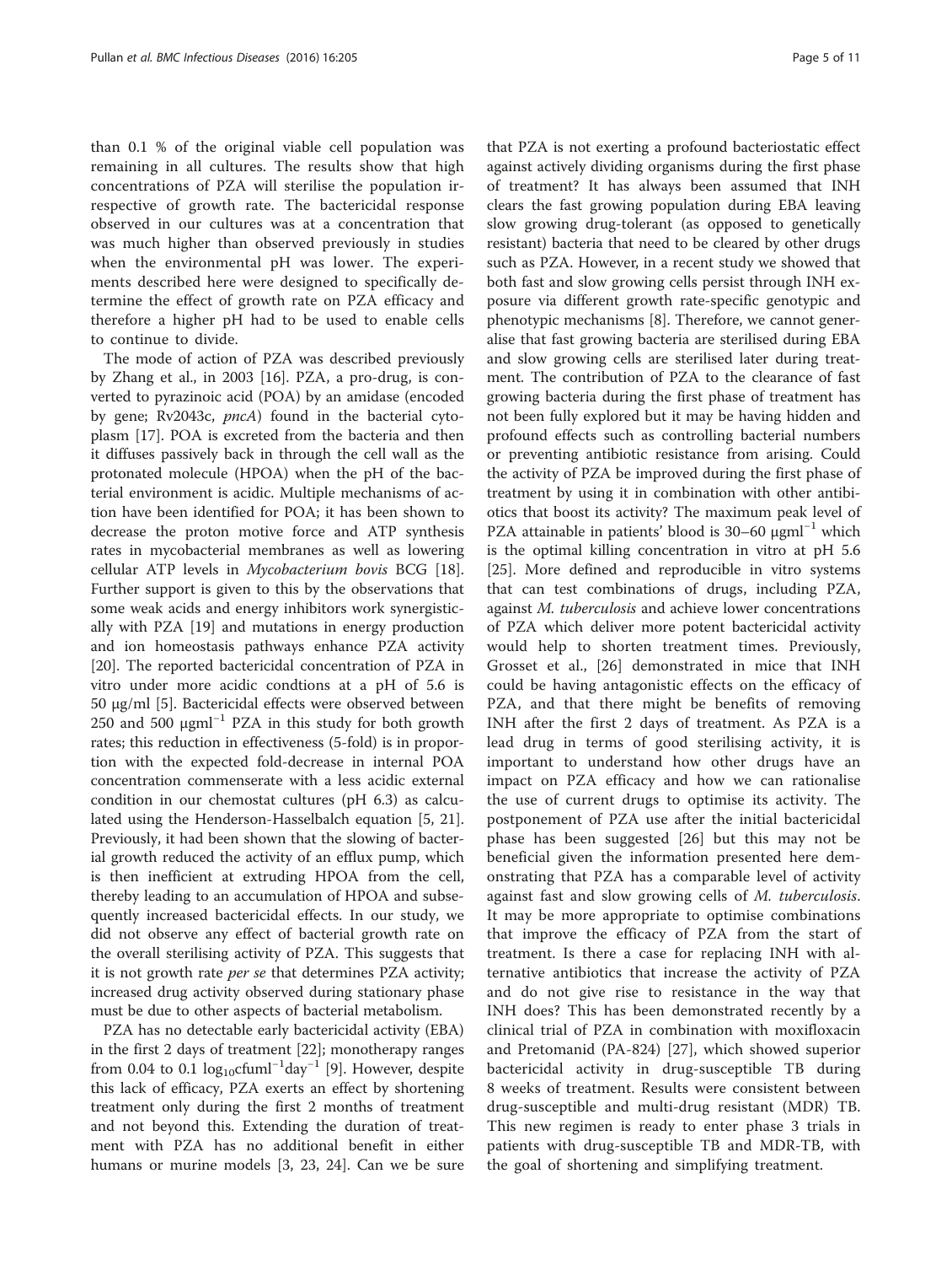than 0.1 % of the original viable cell population was remaining in all cultures. The results show that high concentrations of PZA will sterilise the population irrespective of growth rate. The bactericidal response observed in our cultures was at a concentration that was much higher than observed previously in studies when the environmental pH was lower. The experiments described here were designed to specifically determine the effect of growth rate on PZA efficacy and therefore a higher pH had to be used to enable cells to continue to divide.

The mode of action of PZA was described previously by Zhang et al., in 2003 [16]. PZA, a pro-drug, is converted to pyrazinoic acid (POA) by an amidase (encoded by gene; Rv2043c, *pncA*) found in the bacterial cytoplasm [17]. POA is excreted from the bacteria and then it diffuses passively back in through the cell wall as the protonated molecule (HPOA) when the pH of the bacterial environment is acidic. Multiple mechanisms of action have been identified for POA; it has been shown to decrease the proton motive force and ATP synthesis rates in mycobacterial membranes as well as lowering cellular ATP levels in *Mycobacterium bovis* BCG [18]. Further support is given to this by the observations that some weak acids and energy inhibitors work synergistically with PZA [19] and mutations in energy production and ion homeostasis pathways enhance PZA activity [20]. The reported bactericidal concentration of PZA in vitro under more acidic condtions at a pH of 5.6 is 50 μg/ml [5]. Bactericidal effects were observed between 250 and 500 $\mu g ml^{-1}$ PZA in this study for both growth rates; this reduction in effectiveness (5-fold) is in proportion with the expected fold-decrease in internal POA concentration commenserate with a less acidic external condition in our chemostat cultures (pH 6.3) as calculated using the Henderson-Hasselbalch equation [5, 21]. Previously, it had been shown that the slowing of bacterial growth reduced the activity of an efflux pump, which is then inefficient at extruding HPOA from the cell, thereby leading to an accumulation of HPOA and subsequently increased bactericidal effects. In our study, we did not observe any effect of bacterial growth rate on the overall sterilising activity of PZA. This suggests that it is not growth rate *per se* that determines PZA activity; increased drug activity observed during stationary phase must be due to other aspects of bacterial metabolism.

PZA has no detectable early bactericidal activity (EBA) in the first 2 days of treatment [22]; monotherapy ranges from 0.04 to 0.1 $\log_{10} cfu ml^{-1} day^{-1}$ [9]. However, despite this lack of efficacy, PZA exerts an effect by shortening treatment only during the first 2 months of treatment and not beyond this. Extending the duration of treatment with PZA has no additional benefit in either humans or murine models [3, 23, 24]. Can we be sure that PZA is not exerting a profound bacteriostatic effect against actively dividing organisms during the first phase of treatment? It has always been assumed that INH clears the fast growing population during EBA leaving slow growing drug-tolerant (as opposed to genetically resistant) bacteria that need to be cleared by other drugs such as PZA. However, in a recent study we showed that both fast and slow growing cells persist through INH exposure via different growth rate-specific genotypic and phenotypic mechanisms [8]. Therefore, we cannot generalise that fast growing bacteria are sterilised during EBA and slow growing cells are sterilised later during treatment. The contribution of PZA to the clearance of fast growing bacteria during the first phase of treatment has not been fully explored but it may be having hidden and profound effects such as controlling bacterial numbers or preventing antibiotic resistance from arising. Could the activity of PZA be improved during the first phase of treatment by using it in combination with other antibiotics that boost its activity? The maximum peak level of PZA attainable in patients' blood is 30–60 $\mu g ml^{-1}$ which is the optimal killing concentration in vitro at pH 5.6 [25]. More defined and reproducible in vitro systems that can test combinations of drugs, including PZA, against *M. tuberculosis* and achieve lower concentrations of PZA which deliver more potent bactericidal activity would help to shorten treatment times. Previously, Grosset et al., [26] demonstrated in mice that INH could be having antagonistic effects on the efficacy of PZA, and that there might be benefits of removing INH after the first 2 days of treatment. As PZA is a lead drug in terms of good sterilising activity, it is important to understand how other drugs have an impact on PZA efficacy and how we can rationalise the use of current drugs to optimise its activity. The postponement of PZA use after the initial bactericidal phase has been suggested [26] but this may not be beneficial given the information presented here demonstrating that PZA has a comparable level of activity against fast and slow growing cells of *M. tuberculosis*. It may be more appropriate to optimise combinations that improve the efficacy of PZA from the start of treatment. Is there a case for replacing INH with alternative antibiotics that increase the activity of PZA and do not give rise to resistance in the way that INH does? This has been demonstrated recently by a clinical trial of PZA in combination with moxifloxacin and Pretomanid (PA-824) [27], which showed superior bactericidal activity in drug-susceptible TB during 8 weeks of treatment. Results were consistent between drug-susceptible and multi-drug resistant (MDR) TB. This new regimen is ready to enter phase 3 trials in patients with drug-susceptible TB and MDR-TB, with the goal of shortening and simplifying treatment.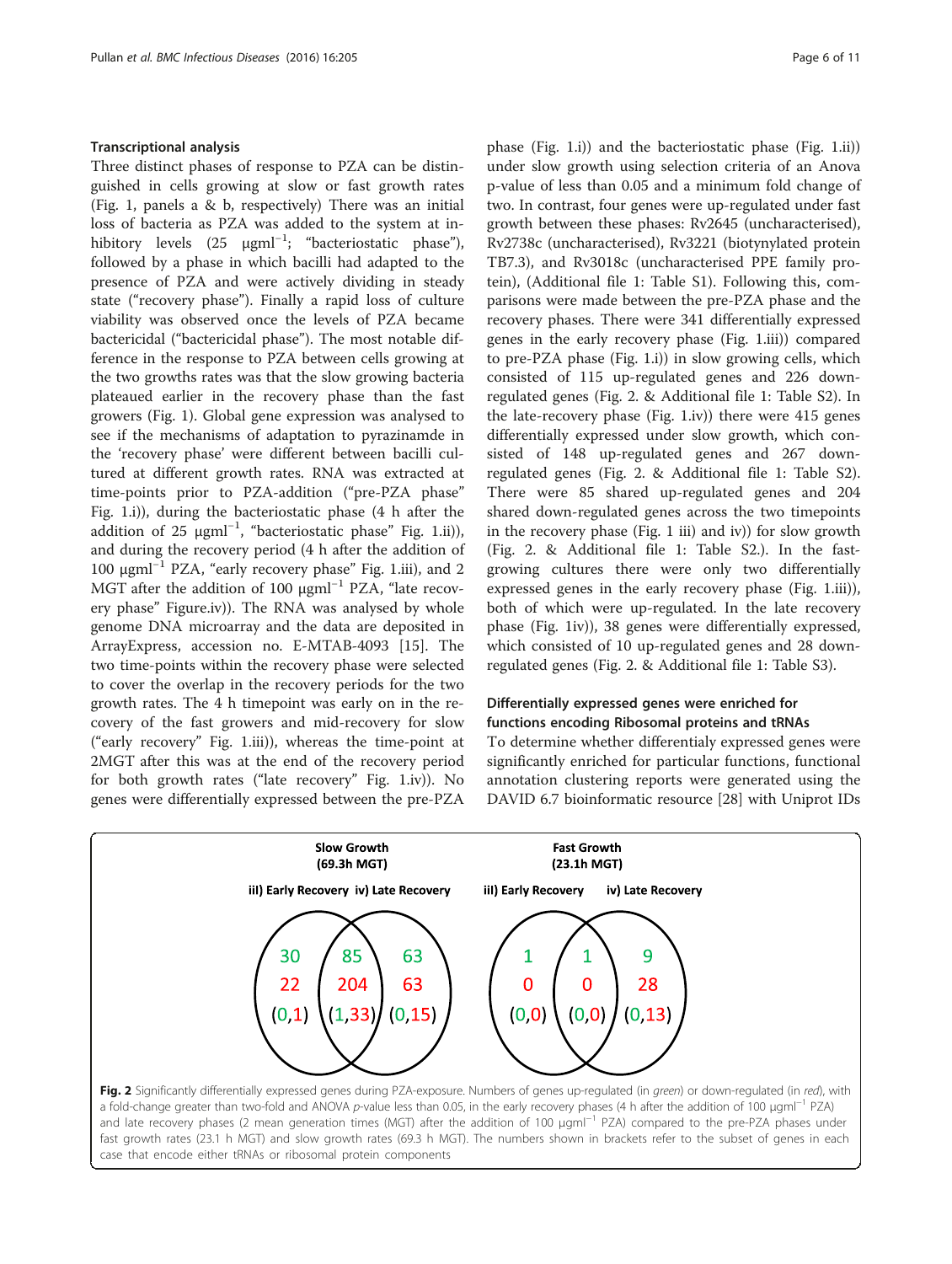## Transcriptional analysis

Three distinct phases of response to PZA can be distinguished in cells growing at slow or fast growth rates (Fig. 1, panels a & b, respectively) There was an initial loss of bacteria as PZA was added to the system at inhibitory levels (25 $\mu gml^{-1}$; "bacteriostatic phase"), followed by a phase in which bacilli had adapted to the presence of PZA and were actively dividing in steady state ("recovery phase"). Finally a rapid loss of culture viability was observed once the levels of PZA became bactericidal ("bactericidal phase"). The most notable difference in the response to PZA between cells growing at the two growths rates was that the slow growing bacteria plateaued earlier in the recovery phase than the fast growers (Fig. 1). Global gene expression was analysed to see if the mechanisms of adaptation to pyrazinamde in the 'recovery phase' were different between bacilli cultured at different growth rates. RNA was extracted at time-points prior to PZA-addition ("pre-PZA phase" Fig. 1.i)), during the bacteriostatic phase (4 h after the addition of 25 $\mu gml^{-1}$, "bacteriostatic phase" Fig. 1.ii)), and during the recovery period (4 h after the addition of 100 $\mu gml^{-1}$ PZA, "early recovery phase" Fig. 1.iii), and 2 MGT after the addition of 100 $\mu gml^{-1}$ PZA, "late recovery phase" Figure.iv)). The RNA was analysed by whole genome DNA microarray and the data are deposited in ArrayExpress, accession no. E-MTAB-4093 [15]. The two time-points within the recovery phase were selected to cover the overlap in the recovery periods for the two growth rates. The 4 h timepoint was early on in the recovery of the fast growers and mid-recovery for slow ("early recovery" Fig. 1.iii)), whereas the time-point at 2MGT after this was at the end of the recovery period for both growth rates ("late recovery" Fig. 1.iv)). No genes were differentially expressed between the pre-PZA phase (Fig. 1.i)) and the bacteriostatic phase (Fig. 1.ii)) under slow growth using selection criteria of an Anova p-value of less than 0.05 and a minimum fold change of two. In contrast, four genes were up-regulated under fast growth between these phases: Rv2645 (uncharacterised), Rv2738c (uncharacterised), Rv3221 (biotynylated protein TB7.3), and Rv3018c (uncharacterised PPE family protein), (Additional file 1: Table S1). Following this, comparisons were made between the pre-PZA phase and the recovery phases. There were 341 differentially expressed genes in the early recovery phase (Fig. 1.iii)) compared to pre-PZA phase (Fig. 1.i)) in slow growing cells, which consisted of 115 up-regulated genes and 226 down-regulated genes (Fig. 2. & Additional file 1: Table S2). In the late-recovery phase (Fig. 1.iv)) there were 415 genes differentially expressed under slow growth, which consisted of 148 up-regulated genes and 267 down-regulated genes (Fig. 2. & Additional file 1: Table S2). There were 85 shared up-regulated genes and 204 shared down-regulated genes across the two timepoints in the recovery phase (Fig. 1 iii) and iv)) for slow growth (Fig. 2. & Additional file 1: Table S2.). In the fast-growing cultures there were only two differentially expressed genes in the early recovery phase (Fig. 1.iii)), both of which were up-regulated. In the late recovery phase (Fig. 1iv)), 38 genes were differentially expressed, which consisted of 10 up-regulated genes and 28 down-regulated genes (Fig. 2. & Additional file 1: Table S3).

## Differentially expressed genes were enriched for functions encoding Ribosomal proteins and tRNAs

To determine whether differentialy expressed genes were significantly enriched for particular functions, functional annotation clustering reports were generated using the DAVID 6.7 bioinformatic resource [28] with Uniprot IDs

| | Slow Growth (69.3h MGT) | | | Fast Growth (23.1h MGT) | | |
|---|---|---|---|---|---|---|
| | iii) Early Recovery only | Shared | iv) Late Recovery only | iii) Early Recovery only | Shared | iv) Late Recovery only |
| Up-regulated (green) | 30 | 85 | 63 | 1 | 1 | 9 |
| Down-regulated (red) | 22 | 204 | 63 | 0 | 0 | 28 |
| tRNA/ribosomal subset (up, down) | (0,1) | (1,33) | (0,15) | (0,0) | (0,0) | (0,13) |

**Fig. 2** Significantly differentially expressed genes during PZA-exposure. Numbers of genes up-regulated (in *green*) or down-regulated (in *red*), with a fold-change greater than two-fold and ANOVA *p*-value less than 0.05, in the early recovery phases (4 h after the addition of 100 $\mu gml^{-1}$ PZA) and late recovery phases (2 mean generation times (MGT) after the addition of 100 $\mu gml^{-1}$ PZA) compared to the pre-PZA phases under fast growth rates (23.1 h MGT) and slow growth rates (69.3 h MGT). The numbers shown in brackets refer to the subset of genes in each case that encode either tRNAs or ribosomal protein components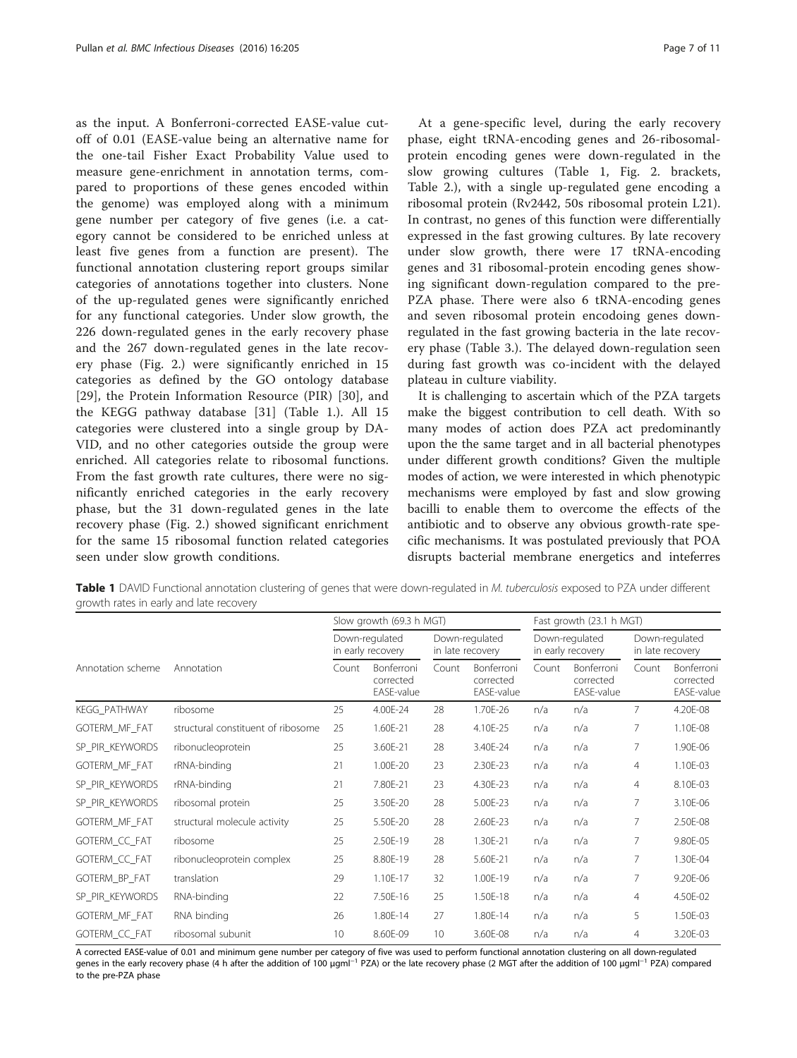as the input. A Bonferroni-corrected EASE-value cutoff of 0.01 (EASE-value being an alternative name for the one-tail Fisher Exact Probability Value used to measure gene-enrichment in annotation terms, compared to proportions of these genes encoded within the genome) was employed along with a minimum gene number per category of five genes (i.e. a category cannot be considered to be enriched unless at least five genes from a function are present). The functional annotation clustering report groups similar categories of annotations together into clusters. None of the up-regulated genes were significantly enriched for any functional categories. Under slow growth, the 226 down-regulated genes in the early recovery phase and the 267 down-regulated genes in the late recovery phase (Fig. 2.) were significantly enriched in 15 categories as defined by the GO ontology database [29], the Protein Information Resource (PIR) [30], and the KEGG pathway database [31] (Table 1.). All 15 categories were clustered into a single group by DAVID, and no other categories outside the group were enriched. All categories relate to ribosomal functions. From the fast growth rate cultures, there were no significantly enriched categories in the early recovery phase, but the 31 down-regulated genes in the late recovery phase (Fig. 2.) showed significant enrichment for the same 15 ribosomal function related categories seen under slow growth conditions.

At a gene-specific level, during the early recovery phase, eight tRNA-encoding genes and 26-ribosomal-protein encoding genes were down-regulated in the slow growing cultures (Table 1, Fig. 2. brackets, Table 2.), with a single up-regulated gene encoding a ribosomal protein (Rv2442, 50s ribosomal protein L21). In contrast, no genes of this function were differentially expressed in the fast growing cultures. By late recovery under slow growth, there were 17 tRNA-encoding genes and 31 ribosomal-protein encoding genes showing significant down-regulation compared to the pre-PZA phase. There were also 6 tRNA-encoding genes and seven ribosomal protein encodoing genes down-regulated in the fast growing bacteria in the late recovery phase (Table 3.). The delayed down-regulation seen during fast growth was co-incident with the delayed plateau in culture viability.

It is challenging to ascertain which of the PZA targets make the biggest contribution to cell death. With so many modes of action does PZA act predominantly upon the the same target and in all bacterial phenotypes under different growth conditions? Given the multiple modes of action, we were interested in which phenotypic mechanisms were employed by fast and slow growing bacilli to enable them to overcome the effects of the antibiotic and to observe any obvious growth-rate specific mechanisms. It was postulated previously that POA disrupts bacterial membrane energetics and inteferres

**Table 1** DAVID Functional annotation clustering of genes that were down-regulated in *M. tuberculosis* exposed to PZA under different growth rates in early and late recovery

| | | Slow growth (69.3 h MGT) | | | | Fast growth (23.1 h MGT) | | | |
|---|---|---|---|---|---|---|---|---|---|
| | | Down-regulated in early recovery | | Down-regulated in late recovery | | Down-regulated in early recovery | | Down-regulated in late recovery | |
| Annotation scheme | Annotation | Count | Bonferroni corrected EASE-value | Count | Bonferroni corrected EASE-value | Count | Bonferroni corrected EASE-value | Count | Bonferroni corrected EASE-value |
| KEGG_PATHWAY | ribosome | 25 | 4.00E-24 | 28 | 1.70E-26 | n/a | n/a | 7 | 4.20E-08 |
| GOTERM_MF_FAT | structural constituent of ribosome | 25 | 1.60E-21 | 28 | 4.10E-25 | n/a | n/a | 7 | 1.10E-08 |
| SP_PIR_KEYWORDS | ribonucleoprotein | 25 | 3.60E-21 | 28 | 3.40E-24 | n/a | n/a | 7 | 1.90E-06 |
| GOTERM_MF_FAT | rRNA-binding | 21 | 1.00E-20 | 23 | 2.30E-23 | n/a | n/a | 4 | 1.10E-03 |
| SP_PIR_KEYWORDS | rRNA-binding | 21 | 7.80E-21 | 23 | 4.30E-23 | n/a | n/a | 4 | 8.10E-03 |
| SP_PIR_KEYWORDS | ribosomal protein | 25 | 3.50E-20 | 28 | 5.00E-23 | n/a | n/a | 7 | 3.10E-06 |
| GOTERM_MF_FAT | structural molecule activity | 25 | 5.50E-20 | 28 | 2.60E-23 | n/a | n/a | 7 | 2.50E-08 |
| GOTERM_CC_FAT | ribosome | 25 | 2.50E-19 | 28 | 1.30E-21 | n/a | n/a | 7 | 9.80E-05 |
| GOTERM_CC_FAT | ribonucleoprotein complex | 25 | 8.80E-19 | 28 | 5.60E-21 | n/a | n/a | 7 | 1.30E-04 |
| GOTERM_BP_FAT | translation | 29 | 1.10E-17 | 32 | 1.00E-19 | n/a | n/a | 7 | 9.20E-06 |
| SP_PIR_KEYWORDS | RNA-binding | 22 | 7.50E-16 | 25 | 1.50E-18 | n/a | n/a | 4 | 4.50E-02 |
| GOTERM_MF_FAT | RNA binding | 26 | 1.80E-14 | 27 | 1.80E-14 | n/a | n/a | 5 | 1.50E-03 |
| GOTERM_CC_FAT | ribosomal subunit | 10 | 8.60E-09 | 10 | 3.60E-08 | n/a | n/a | 4 | 3.20E-03 |

A corrected EASE-value of 0.01 and minimum gene number per category of five was used to perform functional annotation clustering on all down-regulated genes in the early recovery phase (4 h after the addition of 100 μgml$^{-1}$ PZA) or the late recovery phase (2 MGT after the addition of 100 μgml$^{-1}$ PZA) compared to the pre-PZA phase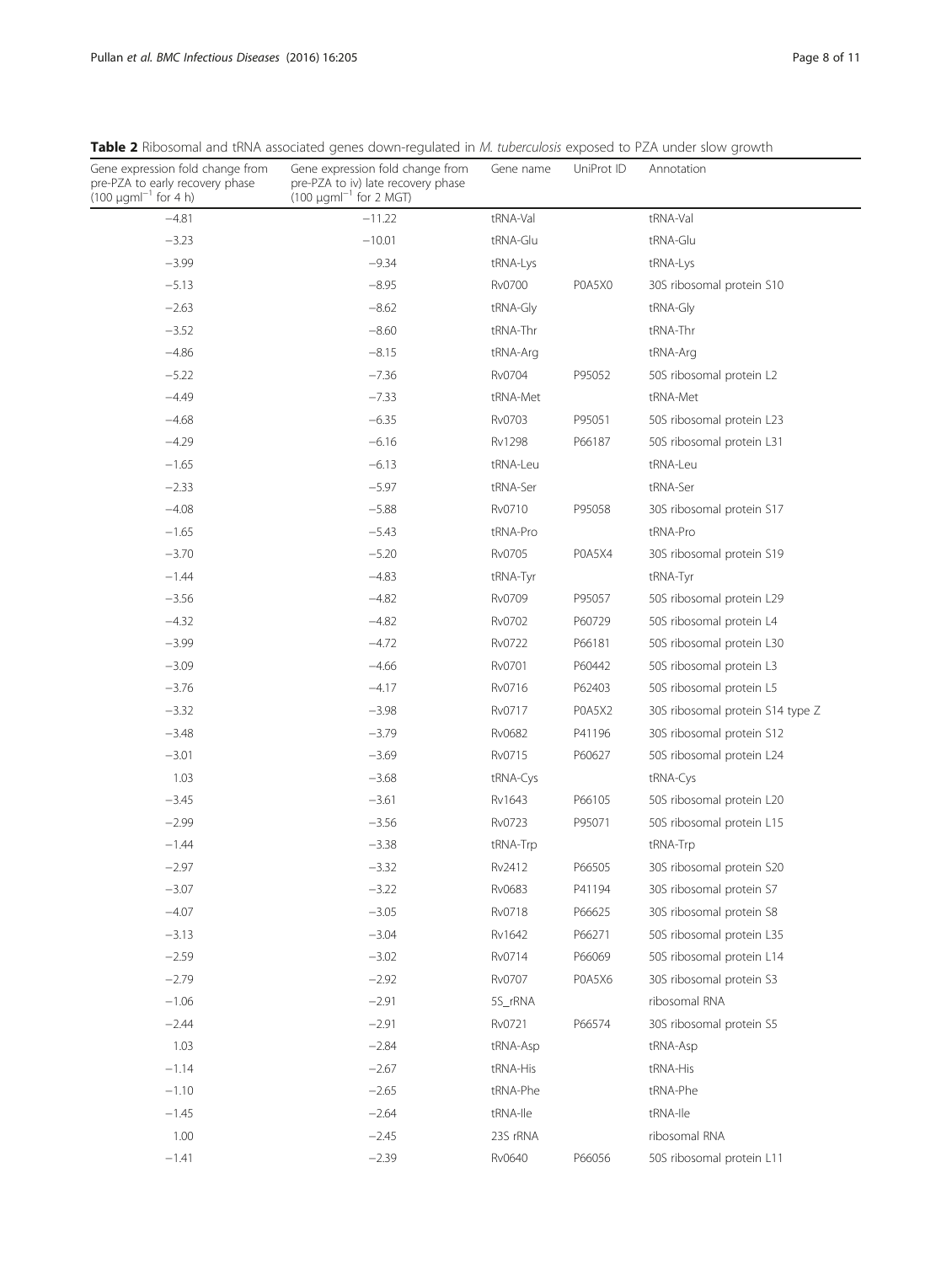**Table 2** Ribosomal and tRNA associated genes down-regulated in *M. tuberculosis* exposed to PZA under slow growth

| Gene expression fold change from pre-PZA to early recovery phase (100 $\mu g ml^{-1}$ for 4 h) | Gene expression fold change from pre-PZA to iv) late recovery phase (100 $\mu g ml^{-1}$ for 2 MGT) | Gene name | UniProt ID | Annotation |
|---|---|---|---|---|
| −4.81 | −11.22 | tRNA-Val | | tRNA-Val |
| −3.23 | −10.01 | tRNA-Glu | | tRNA-Glu |
| −3.99 | −9.34 | tRNA-Lys | | tRNA-Lys |
| −5.13 | −8.95 | Rv0700 | P0A5X0 | 30S ribosomal protein S10 |
| −2.63 | −8.62 | tRNA-Gly | | tRNA-Gly |
| −3.52 | −8.60 | tRNA-Thr | | tRNA-Thr |
| −4.86 | −8.15 | tRNA-Arg | | tRNA-Arg |
| −5.22 | −7.36 | Rv0704 | P95052 | 50S ribosomal protein L2 |
| −4.49 | −7.33 | tRNA-Met | | tRNA-Met |
| −4.68 | −6.35 | Rv0703 | P95051 | 50S ribosomal protein L23 |
| −4.29 | −6.16 | Rv1298 | P66187 | 50S ribosomal protein L31 |
| −1.65 | −6.13 | tRNA-Leu | | tRNA-Leu |
| −2.33 | −5.97 | tRNA-Ser | | tRNA-Ser |
| −4.08 | −5.88 | Rv0710 | P95058 | 30S ribosomal protein S17 |
| −1.65 | −5.43 | tRNA-Pro | | tRNA-Pro |
| −3.70 | −5.20 | Rv0705 | P0A5X4 | 30S ribosomal protein S19 |
| −1.44 | −4.83 | tRNA-Tyr | | tRNA-Tyr |
| −3.56 | −4.82 | Rv0709 | P95057 | 50S ribosomal protein L29 |
| −4.32 | −4.82 | Rv0702 | P60729 | 50S ribosomal protein L4 |
| −3.99 | −4.72 | Rv0722 | P66181 | 50S ribosomal protein L30 |
| −3.09 | −4.66 | Rv0701 | P60442 | 50S ribosomal protein L3 |
| −3.76 | −4.17 | Rv0716 | P62403 | 50S ribosomal protein L5 |
| −3.32 | −3.98 | Rv0717 | P0A5X2 | 30S ribosomal protein S14 type Z |
| −3.48 | −3.79 | Rv0682 | P41196 | 30S ribosomal protein S12 |
| −3.01 | −3.69 | Rv0715 | P60627 | 50S ribosomal protein L24 |
| 1.03 | −3.68 | tRNA-Cys | | tRNA-Cys |
| −3.45 | −3.61 | Rv1643 | P66105 | 50S ribosomal protein L20 |
| −2.99 | −3.56 | Rv0723 | P95071 | 50S ribosomal protein L15 |
| −1.44 | −3.38 | tRNA-Trp | | tRNA-Trp |
| −2.97 | −3.32 | Rv2412 | P66505 | 30S ribosomal protein S20 |
| −3.07 | −3.22 | Rv0683 | P41194 | 30S ribosomal protein S7 |
| −4.07 | −3.05 | Rv0718 | P66625 | 30S ribosomal protein S8 |
| −3.13 | −3.04 | Rv1642 | P66271 | 50S ribosomal protein L35 |
| −2.59 | −3.02 | Rv0714 | P66069 | 50S ribosomal protein L14 |
| −2.79 | −2.92 | Rv0707 | P0A5X6 | 30S ribosomal protein S3 |
| −1.06 | −2.91 | 5S_rRNA | | ribosomal RNA |
| −2.44 | −2.91 | Rv0721 | P66574 | 30S ribosomal protein S5 |
| 1.03 | −2.84 | tRNA-Asp | | tRNA-Asp |
| −1.14 | −2.67 | tRNA-His | | tRNA-His |
| −1.10 | −2.65 | tRNA-Phe | | tRNA-Phe |
| −1.45 | −2.64 | tRNA-Ile | | tRNA-Ile |
| 1.00 | −2.45 | 23S rRNA | | ribosomal RNA |
| −1.41 | −2.39 | Rv0640 | P66056 | 50S ribosomal protein L11 |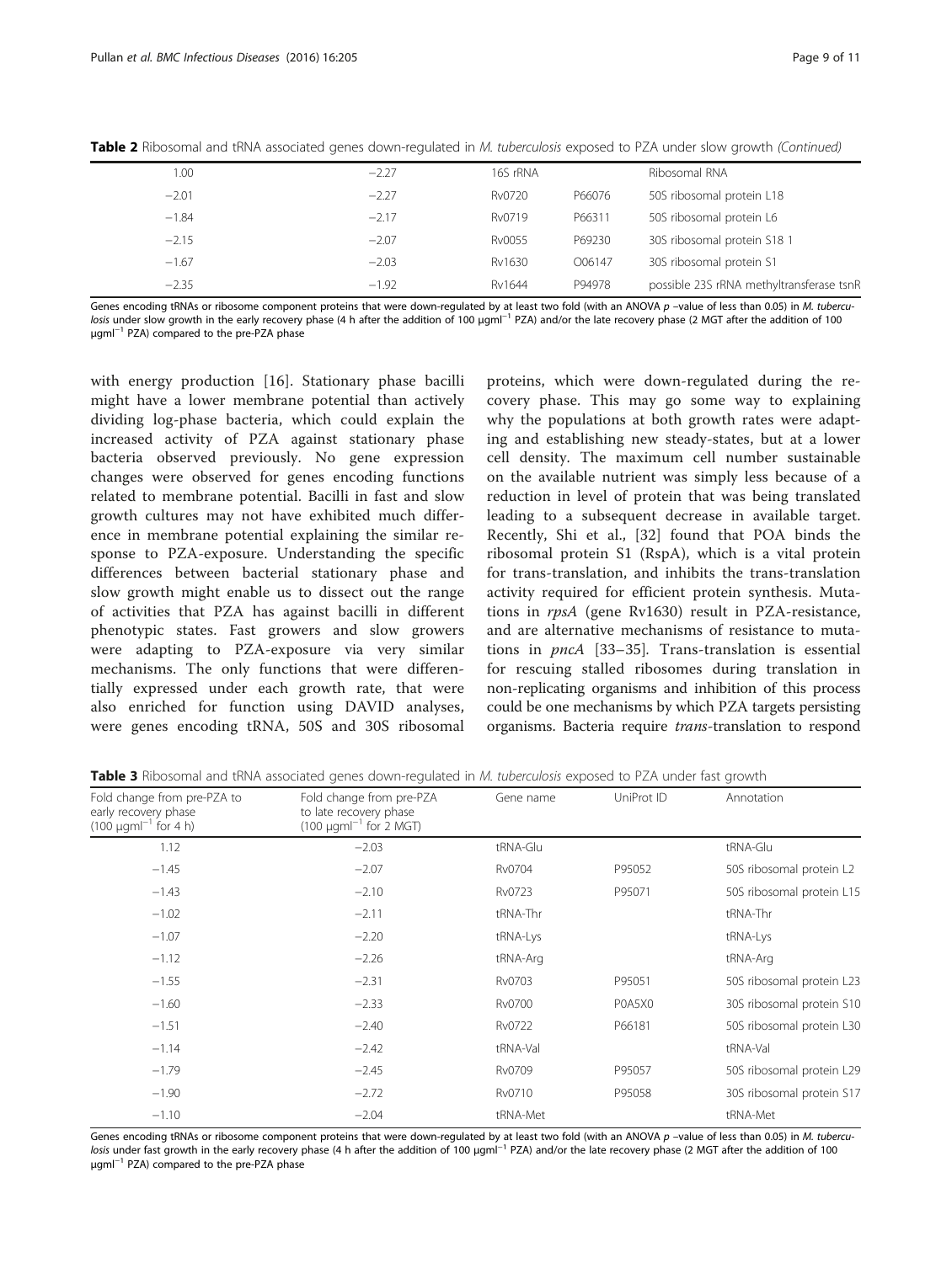**Table 2** Ribosomal and tRNA associated genes down-regulated in *M. tuberculosis* exposed to PZA under slow growth *(Continued)*

| | | | | |
|---|---|---|---|---|
| 1.00 | −2.27 | 16S rRNA | | Ribosomal RNA |
| −2.01 | −2.27 | Rv0720 | P66076 | 50S ribosomal protein L18 |
| −1.84 | −2.17 | Rv0719 | P66311 | 50S ribosomal protein L6 |
| −2.15 | −2.07 | Rv0055 | P69230 | 30S ribosomal protein S18 1 |
| −1.67 | −2.03 | Rv1630 | O06147 | 30S ribosomal protein S1 |
| −2.35 | −1.92 | Rv1644 | P94978 | possible 23S rRNA methyltransferase tsnR |

Genes encoding tRNAs or ribosome component proteins that were down-regulated by at least two fold (with an ANOVA *p* –value of less than 0.05) in *M. tuberculosis* under slow growth in the early recovery phase (4 h after the addition of 100 μgml$^{-1}$ PZA) and/or the late recovery phase (2 MGT after the addition of 100 μgml$^{-1}$ PZA) compared to the pre-PZA phase

with energy production [16]. Stationary phase bacilli might have a lower membrane potential than actively dividing log-phase bacteria, which could explain the increased activity of PZA against stationary phase bacteria observed previously. No gene expression changes were observed for genes encoding functions related to membrane potential. Bacilli in fast and slow growth cultures may not have exhibited much difference in membrane potential explaining the similar response to PZA-exposure. Understanding the specific differences between bacterial stationary phase and slow growth might enable us to dissect out the range of activities that PZA has against bacilli in different phenotypic states. Fast growers and slow growers were adapting to PZA-exposure via very similar mechanisms. The only functions that were differentially expressed under each growth rate, that were also enriched for function using DAVID analyses, were genes encoding tRNA, 50S and 30S ribosomal proteins, which were down-regulated during the recovery phase. This may go some way to explaining why the populations at both growth rates were adapting and establishing new steady-states, but at a lower cell density. The maximum cell number sustainable on the available nutrient was simply less because of a reduction in level of protein that was being translated leading to a subsequent decrease in available target. Recently, Shi et al., [32] found that POA binds the ribosomal protein S1 (RspA), which is a vital protein for trans-translation, and inhibits the trans-translation activity required for efficient protein synthesis. Mutations in *rpsA* (gene Rv1630) result in PZA-resistance, and are alternative mechanisms of resistance to mutations in *pncA* [33–35]. Trans-translation is essential for rescuing stalled ribosomes during translation in non-replicating organisms and inhibition of this process could be one mechanisms by which PZA targets persisting organisms. Bacteria require *trans*-translation to respond

**Table 3** Ribosomal and tRNA associated genes down-regulated in *M. tuberculosis* exposed to PZA under fast growth

| Fold change from pre-PZA to early recovery phase (100 μgml$^{-1}$ for 4 h) | Fold change from pre-PZA to late recovery phase (100 μgml$^{-1}$ for 2 MGT) | Gene name | UniProt ID | Annotation |
|---|---|---|---|---|
| 1.12 | −2.03 | tRNA-Glu | | tRNA-Glu |
| −1.45 | −2.07 | Rv0704 | P95052 | 50S ribosomal protein L2 |
| −1.43 | −2.10 | Rv0723 | P95071 | 50S ribosomal protein L15 |
| −1.02 | −2.11 | tRNA-Thr | | tRNA-Thr |
| −1.07 | −2.20 | tRNA-Lys | | tRNA-Lys |
| −1.12 | −2.26 | tRNA-Arg | | tRNA-Arg |
| −1.55 | −2.31 | Rv0703 | P95051 | 50S ribosomal protein L23 |
| −1.60 | −2.33 | Rv0700 | P0A5X0 | 30S ribosomal protein S10 |
| −1.51 | −2.40 | Rv0722 | P66181 | 50S ribosomal protein L30 |
| −1.14 | −2.42 | tRNA-Val | | tRNA-Val |
| −1.79 | −2.45 | Rv0709 | P95057 | 50S ribosomal protein L29 |
| −1.90 | −2.72 | Rv0710 | P95058 | 30S ribosomal protein S17 |
| −1.10 | −2.04 | tRNA-Met | | tRNA-Met |

Genes encoding tRNAs or ribosome component proteins that were down-regulated by at least two fold (with an ANOVA *p* –value of less than 0.05) in *M. tuberculosis* under fast growth in the early recovery phase (4 h after the addition of 100 μgml$^{-1}$ PZA) and/or the late recovery phase (2 MGT after the addition of 100 μgml$^{-1}$ PZA) compared to the pre-PZA phase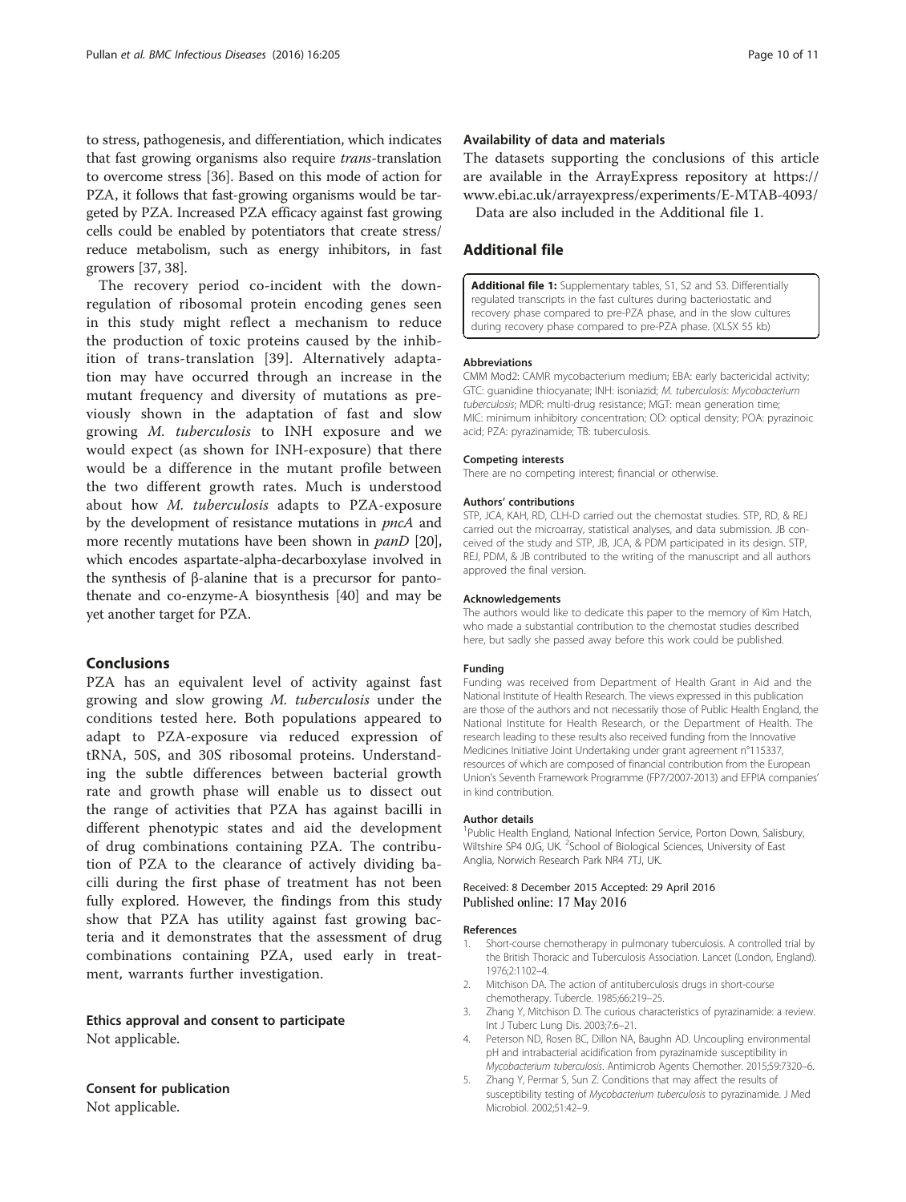to stress, pathogenesis, and differentiation, which indicates that fast growing organisms also require *trans*-translation to overcome stress [36]. Based on this mode of action for PZA, it follows that fast-growing organisms would be targeted by PZA. Increased PZA efficacy against fast growing cells could be enabled by potentiators that create stress/ reduce metabolism, such as energy inhibitors, in fast growers [37, 38].

The recovery period co-incident with the down-regulation of ribosomal protein encoding genes seen in this study might reflect a mechanism to reduce the production of toxic proteins caused by the inhibition of trans-translation [39]. Alternatively adaptation may have occurred through an increase in the mutant frequency and diversity of mutations as previously shown in the adaptation of fast and slow growing *M. tuberculosis* to INH exposure and we would expect (as shown for INH-exposure) that there would be a difference in the mutant profile between the two different growth rates. Much is understood about how *M. tuberculosis* adapts to PZA-exposure by the development of resistance mutations in *pncA* and more recently mutations have been shown in *panD* [20], which encodes aspartate-alpha-decarboxylase involved in the synthesis of β-alanine that is a precursor for pantothenate and co-enzyme-A biosynthesis [40] and may be yet another target for PZA.

## Conclusions

PZA has an equivalent level of activity against fast growing and slow growing *M. tuberculosis* under the conditions tested here. Both populations appeared to adapt to PZA-exposure via reduced expression of tRNA, 50S, and 30S ribosomal proteins. Understanding the subtle differences between bacterial growth rate and growth phase will enable us to dissect out the range of activities that PZA has against bacilli in different phenotypic states and aid the development of drug combinations containing PZA. The contribution of PZA to the clearance of actively dividing bacilli during the first phase of treatment has not been fully explored. However, the findings from this study show that PZA has utility against fast growing bacteria and it demonstrates that the assessment of drug combinations containing PZA, used early in treatment, warrants further investigation.

### Ethics approval and consent to participate

Not applicable.

### Consent for publication

Not applicable.

### Availability of data and materials

The datasets supporting the conclusions of this article are available in the ArrayExpress repository at https://www.ebi.ac.uk/arrayexpress/experiments/E-MTAB-4093/

Data are also included in the Additional file 1.

## Additional file

**Additional file 1:** Supplementary tables, S1, S2 and S3. Differentially regulated transcripts in the fast cultures during bacteriostatic and recovery phase compared to pre-PZA phase, and in the slow cultures during recovery phase compared to pre-PZA phase. (XLSX 55 kb)

#### Abbreviations

CMM Mod2: CAMR mycobacterium medium; EBA: early bactericidal activity; GTC: guanidine thiocyanate; INH: isoniazid; *M. tuberculosis*: *Mycobacterium tuberculosis*; MDR: multi-drug resistance; MGT: mean generation time; MIC: minimum inhibitory concentration; OD: optical density; POA: pyrazinoic acid; PZA: pyrazinamide; TB: tuberculosis.

#### Competing interests

There are no competing interest; financial or otherwise.

#### Authors' contributions

STP, JCA, KAH, RD, CLH-D carried out the chemostat studies. STP, RD, & REJ carried out the microarray, statistical analyses, and data submission. JB conceived of the study and STP, JB, JCA, & PDM participated in its design. STP, REJ, PDM, & JB contributed to the writing of the manuscript and all authors approved the final version.

#### Acknowledgements

The authors would like to dedicate this paper to the memory of Kim Hatch, who made a substantial contribution to the chemostat studies described here, but sadly she passed away before this work could be published.

#### Funding

Funding was received from Department of Health Grant in Aid and the National Institute of Health Research. The views expressed in this publication are those of the authors and not necessarily those of Public Health England, the National Institute for Health Research, or the Department of Health. The research leading to these results also received funding from the Innovative Medicines Initiative Joint Undertaking under grant agreement n°115337, resources of which are composed of financial contribution from the European Union's Seventh Framework Programme (FP7/2007-2013) and EFPIA companies' in kind contribution.

#### Author details

[1]Public Health England, National Infection Service, Porton Down, Salisbury, Wiltshire SP4 0JG, UK. [2]School of Biological Sciences, University of East Anglia, Norwich Research Park NR4 7TJ, UK.

Received: 8 December 2015 Accepted: 29 April 2016
Published online: 17 May 2016

#### References

1. Short-course chemotherapy in pulmonary tuberculosis. A controlled trial by the British Thoracic and Tuberculosis Association. Lancet (London, England). 1976;2:1102–4.
2. Mitchison DA. The action of antituberculosis drugs in short-course chemotherapy. Tubercle. 1985;66:219–25.
3. Zhang Y, Mitchison D. The curious characteristics of pyrazinamide: a review. Int J Tuberc Lung Dis. 2003;7:6–21.
4. Peterson ND, Rosen BC, Dillon NA, Baughn AD. Uncoupling environmental pH and intrabacterial acidification from pyrazinamide susceptibility in *Mycobacterium tuberculosis*. Antimicrob Agents Chemother. 2015;59:7320–6.
5. Zhang Y, Permar S, Sun Z. Conditions that may affect the results of susceptibility testing of *Mycobacterium tuberculosis* to pyrazinamide. J Med Microbiol. 2002;51:42–9.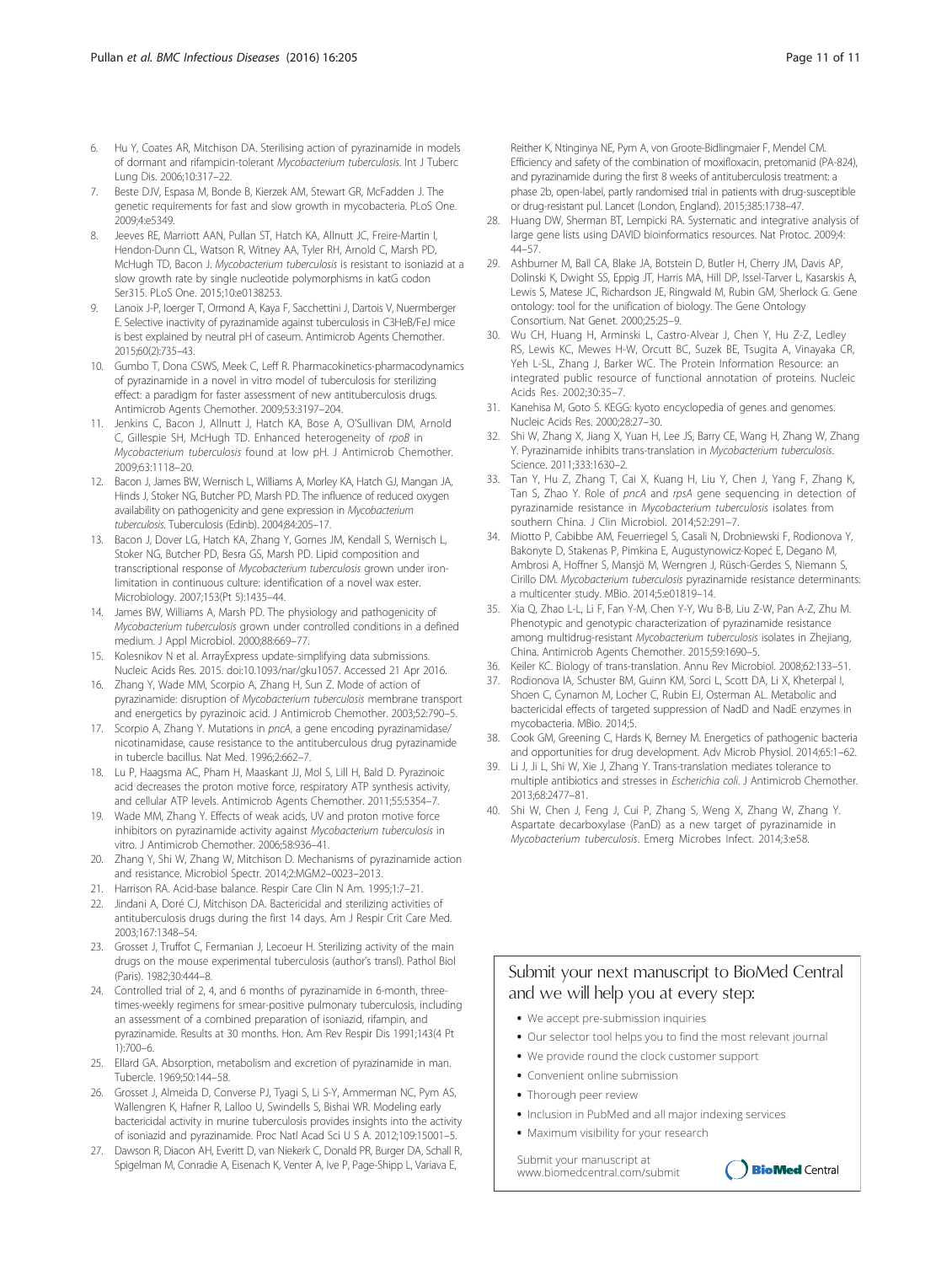6. Hu Y, Coates AR, Mitchison DA. Sterilising action of pyrazinamide in models of dormant and rifampicin-tolerant *Mycobacterium tuberculosis*. Int J Tuberc Lung Dis. 2006;10:317–22.
7. Beste DJV, Espasa M, Bonde B, Kierzek AM, Stewart GR, McFadden J. The genetic requirements for fast and slow growth in mycobacteria. PLoS One. 2009;4:e5349.
8. Jeeves RE, Marriott AAN, Pullan ST, Hatch KA, Allnutt JC, Freire-Martin I, Hendon-Dunn CL, Watson R, Witney AA, Tyler RH, Arnold C, Marsh PD, McHugh TD, Bacon J. *Mycobacterium tuberculosis* is resistant to isoniazid at a slow growth rate by single nucleotide polymorphisms in katG codon Ser315. PLoS One. 2015;10:e0138253.
9. Lanoix J-P, Ioerger T, Ormond A, Kaya F, Sacchettini J, Dartois V, Nuermberger E. Selective inactivity of pyrazinamide against tuberculosis in C3HeB/FeJ mice is best explained by neutral pH of caseum. Antimicrob Agents Chemother. 2015;60(2):735–43.
10. Gumbo T, Dona CSWS, Meek C, Leff R. Pharmacokinetics-pharmacodynamics of pyrazinamide in a novel in vitro model of tuberculosis for sterilizing effect: a paradigm for faster assessment of new antituberculosis drugs. Antimicrob Agents Chemother. 2009;53:3197–204.
11. Jenkins C, Bacon J, Allnutt J, Hatch KA, Bose A, O'Sullivan DM, Arnold C, Gillespie SH, McHugh TD. Enhanced heterogeneity of *rpoB* in *Mycobacterium tuberculosis* found at low pH. J Antimicrob Chemother. 2009;63:1118–20.
12. Bacon J, James BW, Wernisch L, Williams A, Morley KA, Hatch GJ, Mangan JA, Hinds J, Stoker NG, Butcher PD, Marsh PD. The influence of reduced oxygen availability on pathogenicity and gene expression in *Mycobacterium tuberculosis*. Tuberculosis (Edinb). 2004;84:205–17.
13. Bacon J, Dover LG, Hatch KA, Zhang Y, Gomes JM, Kendall S, Wernisch L, Stoker NG, Butcher PD, Besra GS, Marsh PD. Lipid composition and transcriptional response of *Mycobacterium tuberculosis* grown under iron-limitation in continuous culture: identification of a novel wax ester. Microbiology. 2007;153(Pt 5):1435–44.
14. James BW, Williams A, Marsh PD. The physiology and pathogenicity of *Mycobacterium tuberculosis* grown under controlled conditions in a defined medium. J Appl Microbiol. 2000;88:669–77.
15. Kolesnikov N et al. ArrayExpress update-simplifying data submissions. Nucleic Acids Res. 2015. doi:10.1093/nar/gku1057. Accessed 21 Apr 2016.
16. Zhang Y, Wade MM, Scorpio A, Zhang H, Sun Z. Mode of action of pyrazinamide: disruption of *Mycobacterium tuberculosis* membrane transport and energetics by pyrazinoic acid. J Antimicrob Chemother. 2003;52:790–5.
17. Scorpio A, Zhang Y. Mutations in *pncA*, a gene encoding pyrazinamidase/nicotinamidase, cause resistance to the antituberculous drug pyrazinamide in tubercle bacillus. Nat Med. 1996;2:662–7.
18. Lu P, Haagsma AC, Pham H, Maaskant JJ, Mol S, Lill H, Bald D. Pyrazinoic acid decreases the proton motive force, respiratory ATP synthesis activity, and cellular ATP levels. Antimicrob Agents Chemother. 2011;55:5354–7.
19. Wade MM, Zhang Y. Effects of weak acids, UV and proton motive force inhibitors on pyrazinamide activity against *Mycobacterium tuberculosis* in vitro. J Antimicrob Chemother. 2006;58:936–41.
20. Zhang Y, Shi W, Zhang W, Mitchison D. Mechanisms of pyrazinamide action and resistance. Microbiol Spectr. 2014;2:MGM2–0023–2013.
21. Harrison RA. Acid-base balance. Respir Care Clin N Am. 1995;1:7–21.
22. Jindani A, Doré CJ, Mitchison DA. Bactericidal and sterilizing activities of antituberculosis drugs during the first 14 days. Am J Respir Crit Care Med. 2003;167:1348–54.
23. Grosset J, Truffot C, Fermanian J, Lecoeur H. Sterilizing activity of the main drugs on the mouse experimental tuberculosis (author's transl). Pathol Biol (Paris). 1982;30:444–8.
24. Controlled trial of 2, 4, and 6 months of pyrazinamide in 6-month, three-times-weekly regimens for smear-positive pulmonary tuberculosis, including an assessment of a combined preparation of isoniazid, rifampin, and pyrazinamide. Results at 30 months. Hon. Am Rev Respir Dis 1991;143(4 Pt 1):700–6.
25. Ellard GA. Absorption, metabolism and excretion of pyrazinamide in man. Tubercle. 1969;50:144–58.
26. Grosset J, Almeida D, Converse PJ, Tyagi S, Li S-Y, Ammerman NC, Pym AS, Wallengren K, Hafner R, Lalloo U, Swindells S, Bishai WR. Modeling early bactericidal activity in murine tuberculosis provides insights into the activity of isoniazid and pyrazinamide. Proc Natl Acad Sci U S A. 2012;109:15001–5.
27. Dawson R, Diacon AH, Everitt D, van Niekerk C, Donald PR, Burger DA, Schall R, Spigelman M, Conradie A, Eisenach K, Venter A, Ive P, Page-Shipp L, Variava E, Reither K, Ntinginya NE, Pym A, von Groote-Bidlingmaier F, Mendel CM. Efficiency and safety of the combination of moxifloxacin, pretomanid (PA-824), and pyrazinamide during the first 8 weeks of antituberculosis treatment: a phase 2b, open-label, partly randomised trial in patients with drug-susceptible or drug-resistant pul. Lancet (London, England). 2015;385:1738–47.
28. Huang DW, Sherman BT, Lempicki RA. Systematic and integrative analysis of large gene lists using DAVID bioinformatics resources. Nat Protoc. 2009;4:44–57.
29. Ashburner M, Ball CA, Blake JA, Botstein D, Butler H, Cherry JM, Davis AP, Dolinski K, Dwight SS, Eppig JT, Harris MA, Hill DP, Issel-Tarver L, Kasarskis A, Lewis S, Matese JC, Richardson JE, Ringwald M, Rubin GM, Sherlock G. Gene ontology: tool for the unification of biology. The Gene Ontology Consortium. Nat Genet. 2000;25:25–9.
30. Wu CH, Huang H, Arminski L, Castro-Alvear J, Chen Y, Hu Z-Z, Ledley RS, Lewis KC, Mewes H-W, Orcutt BC, Suzek BE, Tsugita A, Vinayaka CR, Yeh L-SL, Zhang J, Barker WC. The Protein Information Resource: an integrated public resource of functional annotation of proteins. Nucleic Acids Res. 2002;30:35–7.
31. Kanehisa M, Goto S. KEGG: kyoto encyclopedia of genes and genomes. Nucleic Acids Res. 2000;28:27–30.
32. Shi W, Zhang X, Jiang X, Yuan H, Lee JS, Barry CE, Wang H, Zhang W, Zhang Y. Pyrazinamide inhibits trans-translation in *Mycobacterium tuberculosis*. Science. 2011;333:1630–2.
33. Tan Y, Hu Z, Zhang T, Cai X, Kuang H, Liu Y, Chen J, Yang F, Zhang K, Tan S, Zhao Y. Role of *pncA* and *rpsA* gene sequencing in detection of pyrazinamide resistance in *Mycobacterium tuberculosis* isolates from southern China. J Clin Microbiol. 2014;52:291–7.
34. Miotto P, Cabibbe AM, Feuerriegel S, Casali N, Drobniewski F, Rodionova Y, Bakonyte D, Stakenas P, Pimkina E, Augustynowicz-Kopeć E, Degano M, Ambrosi A, Hoffner S, Mansjö M, Werngren J, Rüsch-Gerdes S, Niemann S, Cirillo DM. *Mycobacterium tuberculosis* pyrazinamide resistance determinants: a multicenter study. MBio. 2014;5:e01819–14.
35. Xia Q, Zhao L-L, Li F, Fan Y-M, Chen Y-Y, Wu B-B, Liu Z-W, Pan A-Z, Zhu M. Phenotypic and genotypic characterization of pyrazinamide resistance among multidrug-resistant *Mycobacterium tuberculosis* isolates in Zhejiang, China. Antimicrob Agents Chemother. 2015;59:1690–5.
36. Keiler KC. Biology of trans-translation. Annu Rev Microbiol. 2008;62:133–51.
37. Rodionova IA, Schuster BM, Guinn KM, Sorci L, Scott DA, Li X, Kheterpal I, Shoen C, Cynamon M, Locher C, Rubin EJ, Osterman AL. Metabolic and bactericidal effects of targeted suppression of NadD and NadE enzymes in mycobacteria. MBio. 2014;5.
38. Cook GM, Greening C, Hards K, Berney M. Energetics of pathogenic bacteria and opportunities for drug development. Adv Microb Physiol. 2014;65:1–62.
39. Li J, Ji L, Shi W, Xie J, Zhang Y. Trans-translation mediates tolerance to multiple antibiotics and stresses in *Escherichia coli*. J Antimicrob Chemother. 2013;68:2477–81.
40. Shi W, Chen J, Feng J, Cui P, Zhang S, Weng X, Zhang W, Zhang Y. Aspartate decarboxylase (PanD) as a new target of pyrazinamide in *Mycobacterium tuberculosis*. Emerg Microbes Infect. 2014;3:e58.

Submit your next manuscript to BioMed Central and we will help you at every step:

- We accept pre-submission inquiries
- Our selector tool helps you to find the most relevant journal
- We provide round the clock customer support
- Convenient online submission
- Thorough peer review
- Inclusion in PubMed and all major indexing services
- Maximum visibility for your research

Submit your manuscript at www.biomedcentral.com/submit

BioMed Central